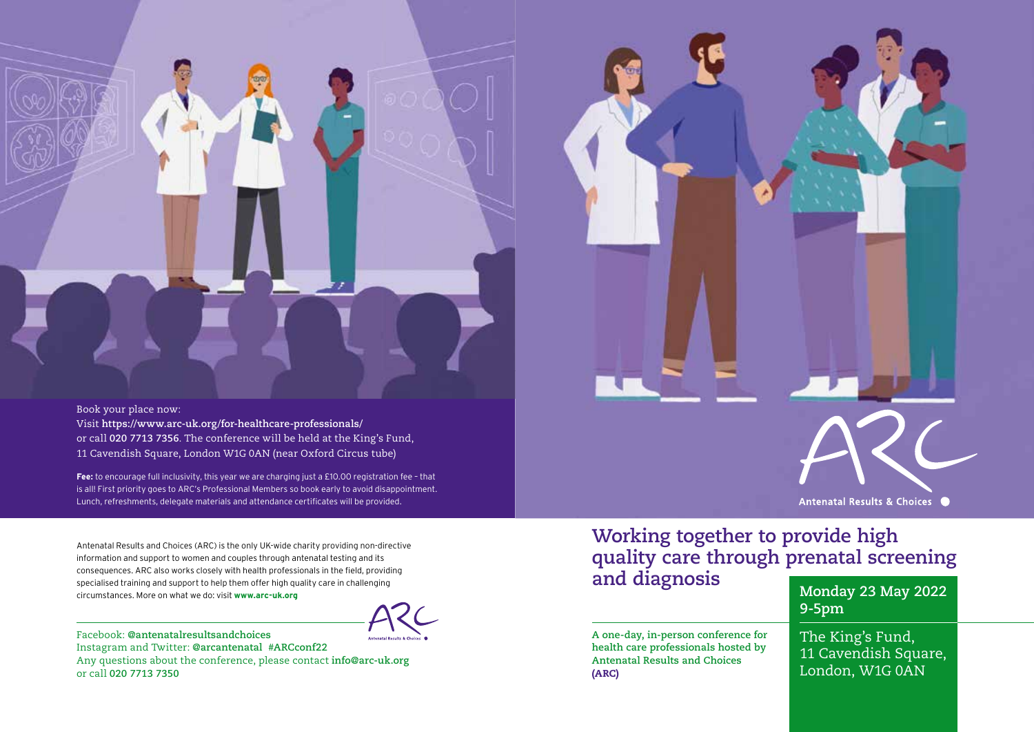Book your place now:
Visit **https://www.arc-uk.org/for-healthcare-professionals/**
or call **020 7713 7356**. The conference will be held at the King's Fund, 11 Cavendish Square, London W1G 0AN (near Oxford Circus tube)

**Fee:** to encourage full inclusivity, this year we are charging just a £10.00 registration fee – that is all! First priority goes to ARC's Professional Members so book early to avoid disappointment. Lunch, refreshments, delegate materials and attendance certificates will be provided.

Antenatal Results and Choices (ARC) is the only UK-wide charity providing non-directive information and support to women and couples through antenatal testing and its consequences. ARC also works closely with health professionals in the field, providing specialised training and support to help them offer high quality care in challenging circumstances. More on what we do: visit **www.arc-uk.org**

Facebook: **@antenatalresultsandchoices**
Instagram and Twitter: **@arcantenatal #ARCconf22**
Any questions about the conference, please contact **info@arc-uk.org**
or call **020 7713 7350**

ARC
Antenatal Results & Choices

# Working together to provide high quality care through prenatal screening and diagnosis

**A one-day, in-person conference for health care professionals hosted by Antenatal Results and Choices (ARC)**

**Monday 23 May 2022**
**9-5pm**

The King's Fund,
11 Cavendish Square,
London, W1G 0AN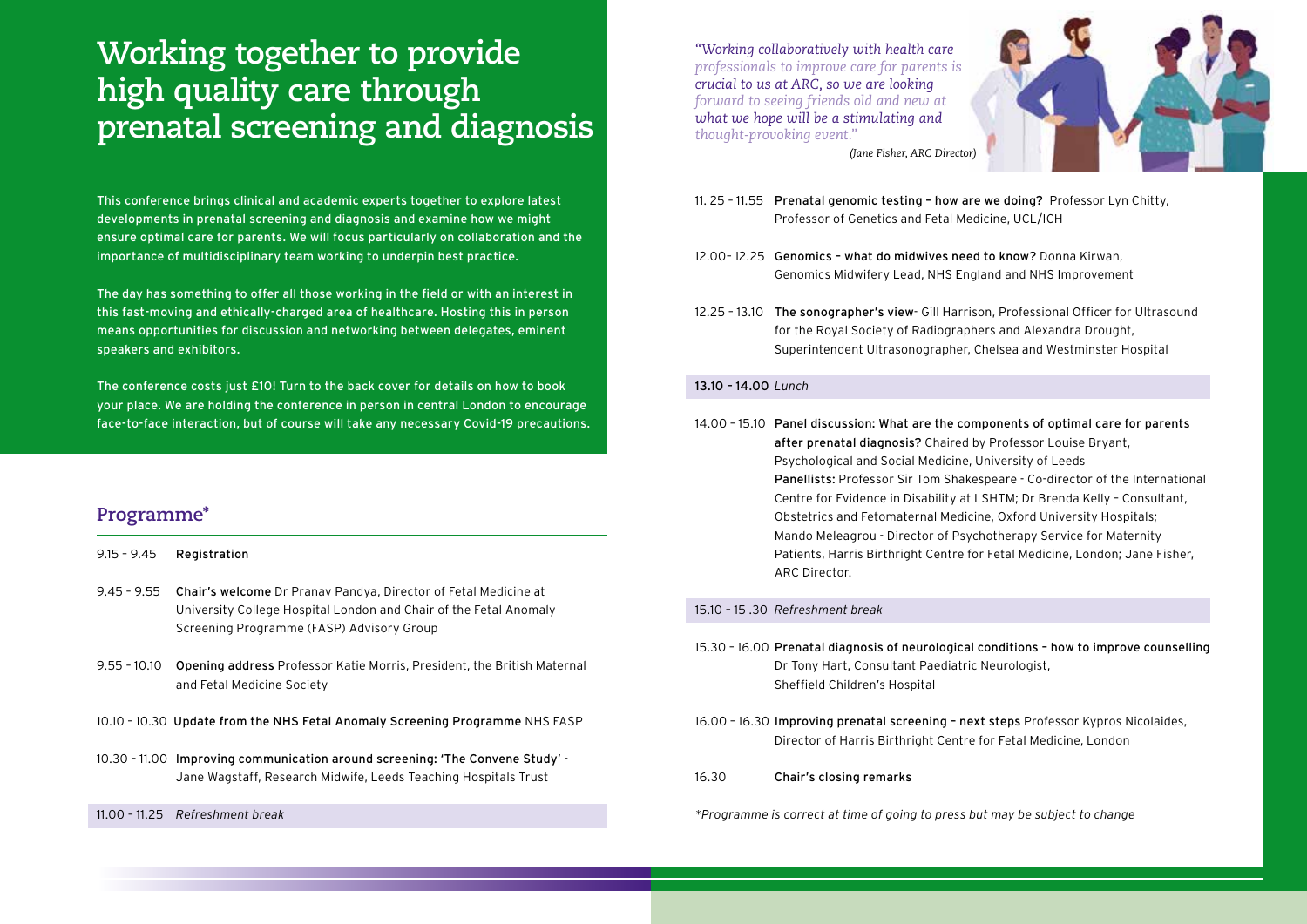# Working together to provide high quality care through prenatal screening and diagnosis

This conference brings clinical and academic experts together to explore latest developments in prenatal screening and diagnosis and examine how we might ensure optimal care for parents. We will focus particularly on collaboration and the importance of multidisciplinary team working to underpin best practice.

The day has something to offer all those working in the field or with an interest in this fast-moving and ethically-charged area of healthcare. Hosting this in person means opportunities for discussion and networking between delegates, eminent speakers and exhibitors.

The conference costs just £10! Turn to the back cover for details on how to book your place. We are holding the conference in person in central London to encourage face-to-face interaction, but of course will take any necessary Covid-19 precautions.

*"Working collaboratively with health care professionals to improve care for parents is crucial to us at ARC, so we are looking forward to seeing friends old and new at what we hope will be a stimulating and thought-provoking event."*

*(Jane Fisher, ARC Director)*

## Programme*

9.15 – 9.45 **Registration**

9.45 – 9.55 **Chair's welcome** Dr Pranav Pandya, Director of Fetal Medicine at University College Hospital London and Chair of the Fetal Anomaly Screening Programme (FASP) Advisory Group

9.55 – 10.10 **Opening address** Professor Katie Morris, President, the British Maternal and Fetal Medicine Society

10.10 – 10.30 **Update from the NHS Fetal Anomaly Screening Programme** NHS FASP

10.30 – 11.00 **Improving communication around screening: 'The Convene Study'** - Jane Wagstaff, Research Midwife, Leeds Teaching Hospitals Trust

11.00 – 11.25 *Refreshment break*

11. 25 – 11.55 **Prenatal genomic testing – how are we doing?** Professor Lyn Chitty, Professor of Genetics and Fetal Medicine, UCL/ICH

12.00– 12.25 **Genomics – what do midwives need to know?** Donna Kirwan, Genomics Midwifery Lead, NHS England and NHS Improvement

12.25 – 13.10 **The sonographer's view**- Gill Harrison, Professional Officer for Ultrasound for the Royal Society of Radiographers and Alexandra Drought, Superintendent Ultrasonographer, Chelsea and Westminster Hospital

**13.10 – 14.00** *Lunch*

14.00 – 15.10 **Panel discussion: What are the components of optimal care for parents after prenatal diagnosis?** Chaired by Professor Louise Bryant, Psychological and Social Medicine, University of Leeds
**Panellists:** Professor Sir Tom Shakespeare - Co-director of the International Centre for Evidence in Disability at LSHTM; Dr Brenda Kelly – Consultant, Obstetrics and Fetomaternal Medicine, Oxford University Hospitals; Mando Meleagrou - Director of Psychotherapy Service for Maternity Patients, Harris Birthright Centre for Fetal Medicine, London; Jane Fisher, ARC Director.

15.10 – 15 .30 *Refreshment break*

15.30 – 16.00 **Prenatal diagnosis of neurological conditions – how to improve counselling** Dr Tony Hart, Consultant Paediatric Neurologist, Sheffield Children's Hospital

16.00 – 16.30 **Improving prenatal screening – next steps** Professor Kypros Nicolaides, Director of Harris Birthright Centre for Fetal Medicine, London

16.30 **Chair's closing remarks**

*\*Programme is correct at time of going to press but may be subject to change*